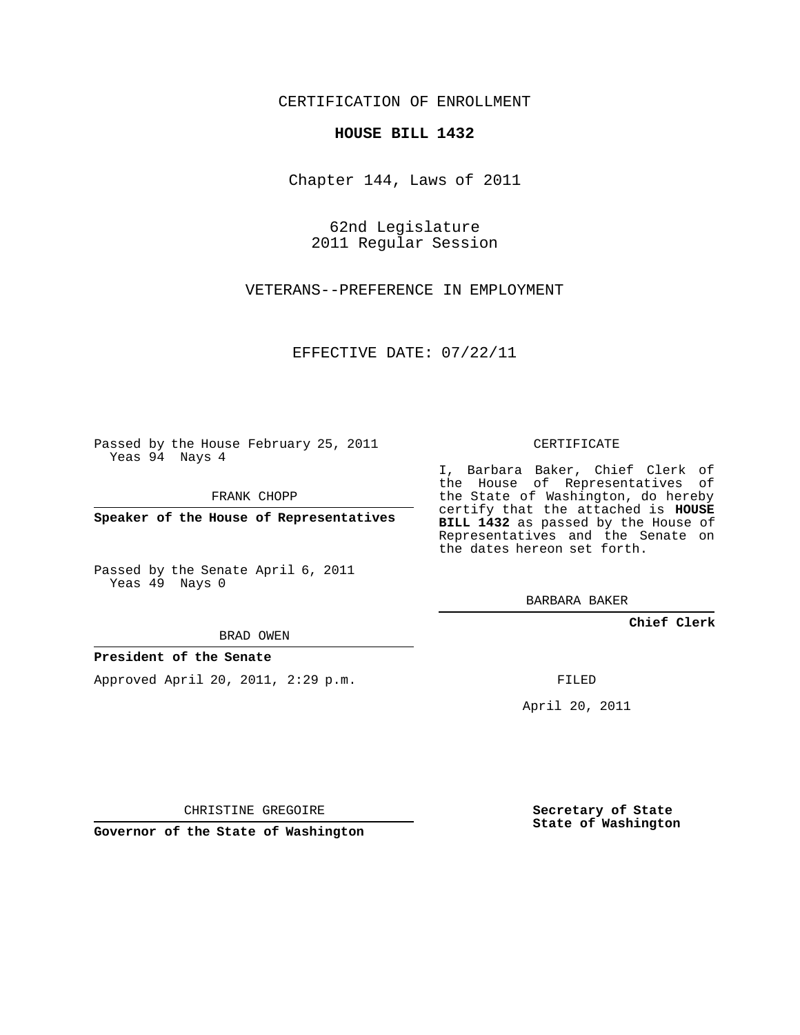CERTIFICATION OF ENROLLMENT

**HOUSE BILL 1432**

Chapter 144, Laws of 2011

62nd Legislature
2011 Regular Session

VETERANS--PREFERENCE IN EMPLOYMENT

EFFECTIVE DATE: 07/22/11

Passed by the House February 25, 2011
Yeas 94 Nays 4

FRANK CHOPP

**Speaker of the House of Representatives**

Passed by the Senate April 6, 2011
Yeas 49 Nays 0

BRAD OWEN

**President of the Senate**

Approved April 20, 2011, 2:29 p.m.

CHRISTINE GREGOIRE

**Governor of the State of Washington**

CERTIFICATE

I, Barbara Baker, Chief Clerk of the House of Representatives of the State of Washington, do hereby certify that the attached is **HOUSE BILL 1432** as passed by the House of Representatives and the Senate on the dates hereon set forth.

BARBARA BAKER

**Chief Clerk**

FILED

April 20, 2011

**Secretary of State**
**State of Washington**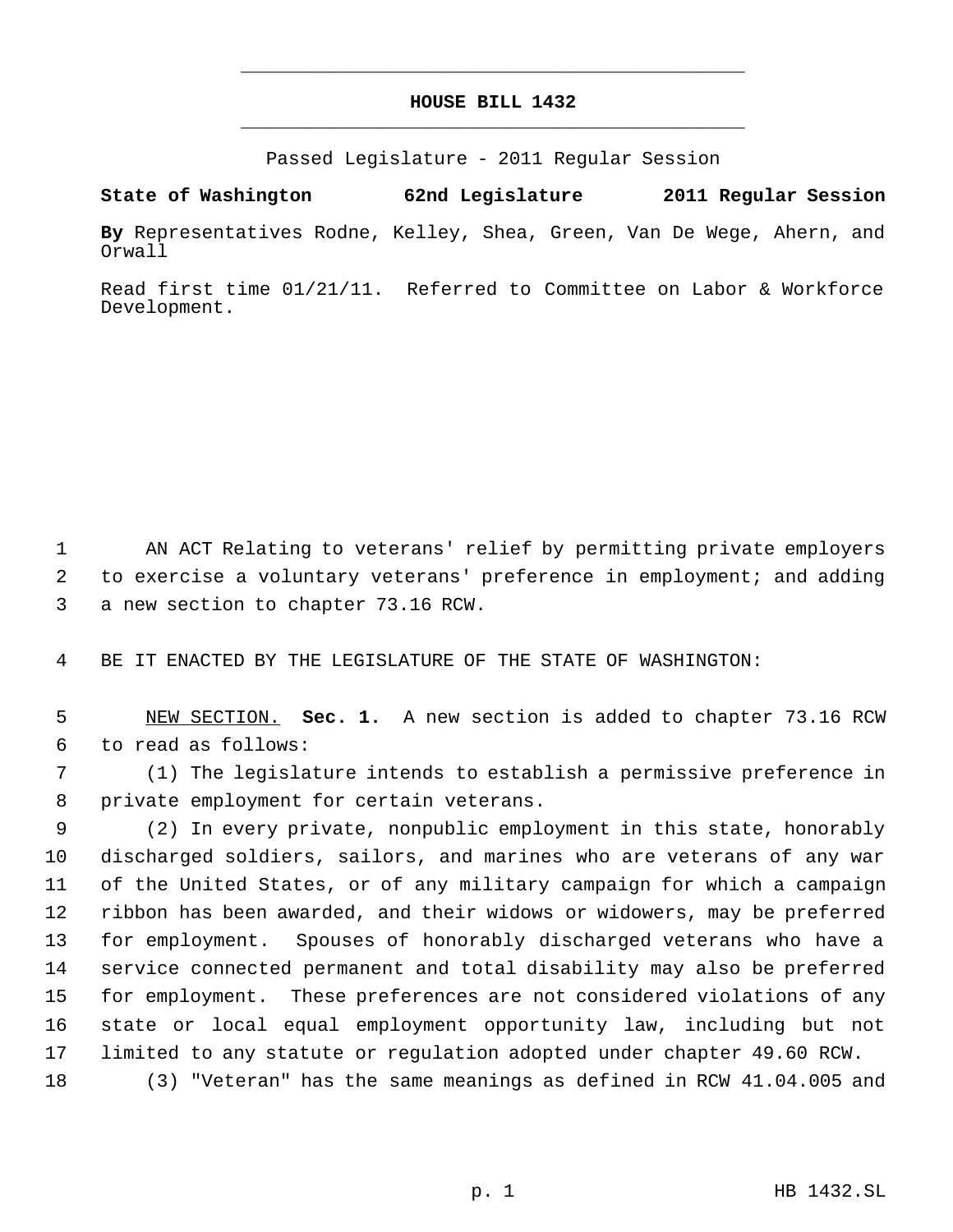# HOUSE BILL 1432

Passed Legislature - 2011 Regular Session

**State of Washington 62nd Legislature 2011 Regular Session**

**By** Representatives Rodne, Kelley, Shea, Green, Van De Wege, Ahern, and Orwall

Read first time 01/21/11. Referred to Committee on Labor & Workforce Development.

1 AN ACT Relating to veterans' relief by permitting private employers
2 to exercise a voluntary veterans' preference in employment; and adding
3 a new section to chapter 73.16 RCW.

4 BE IT ENACTED BY THE LEGISLATURE OF THE STATE OF WASHINGTON:

5 NEW SECTION. **Sec. 1.** A new section is added to chapter 73.16 RCW
6 to read as follows:
7 (1) The legislature intends to establish a permissive preference in
8 private employment for certain veterans.
9 (2) In every private, nonpublic employment in this state, honorably
10 discharged soldiers, sailors, and marines who are veterans of any war
11 of the United States, or of any military campaign for which a campaign
12 ribbon has been awarded, and their widows or widowers, may be preferred
13 for employment. Spouses of honorably discharged veterans who have a
14 service connected permanent and total disability may also be preferred
15 for employment. These preferences are not considered violations of any
16 state or local equal employment opportunity law, including but not
17 limited to any statute or regulation adopted under chapter 49.60 RCW.
18 (3) "Veteran" has the same meanings as defined in RCW 41.04.005 and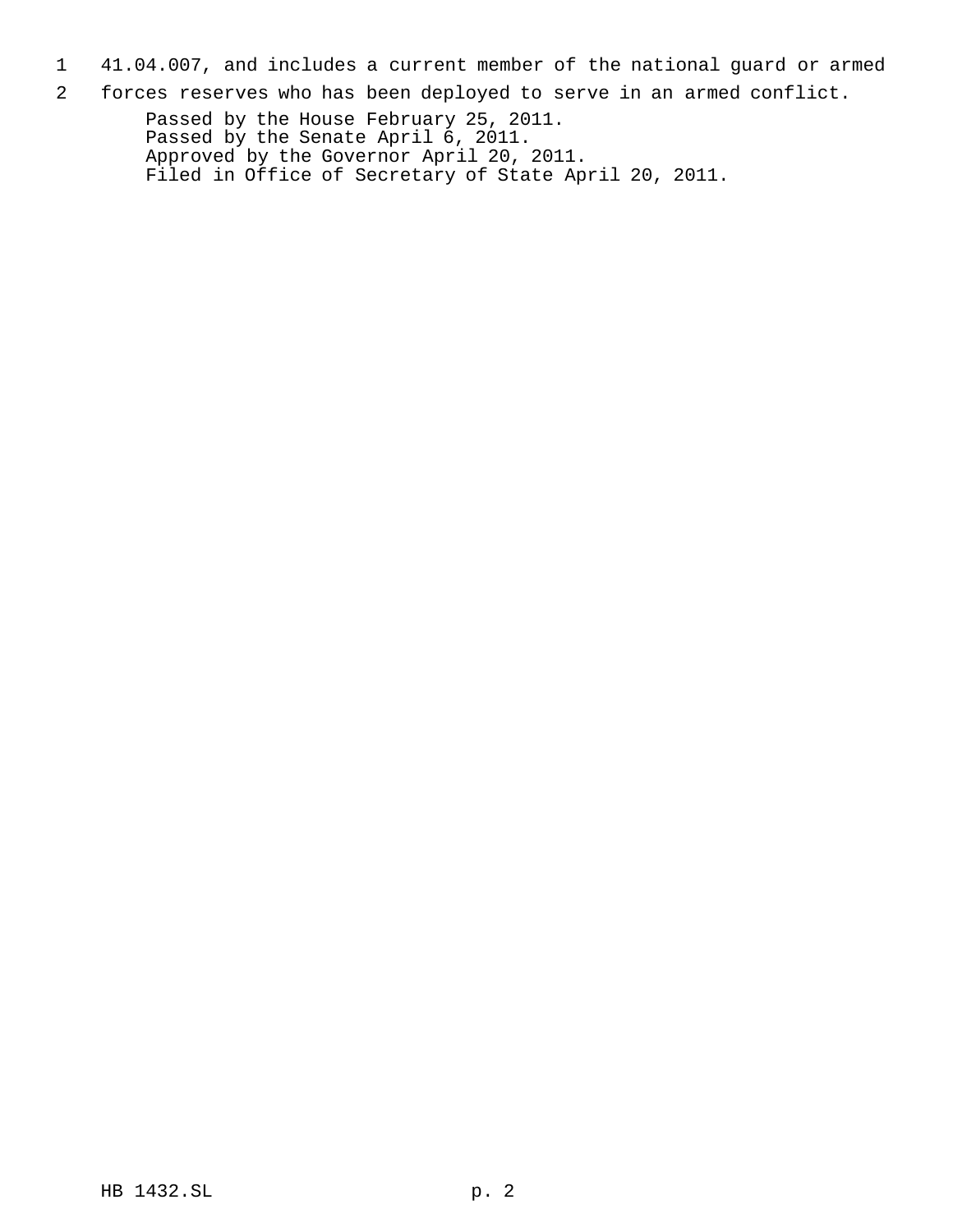41.04.007, and includes a current member of the national guard or armed forces reserves who has been deployed to serve in an armed conflict.

Passed by the House February 25, 2011.
Passed by the Senate April 6, 2011.
Approved by the Governor April 20, 2011.
Filed in Office of Secretary of State April 20, 2011.